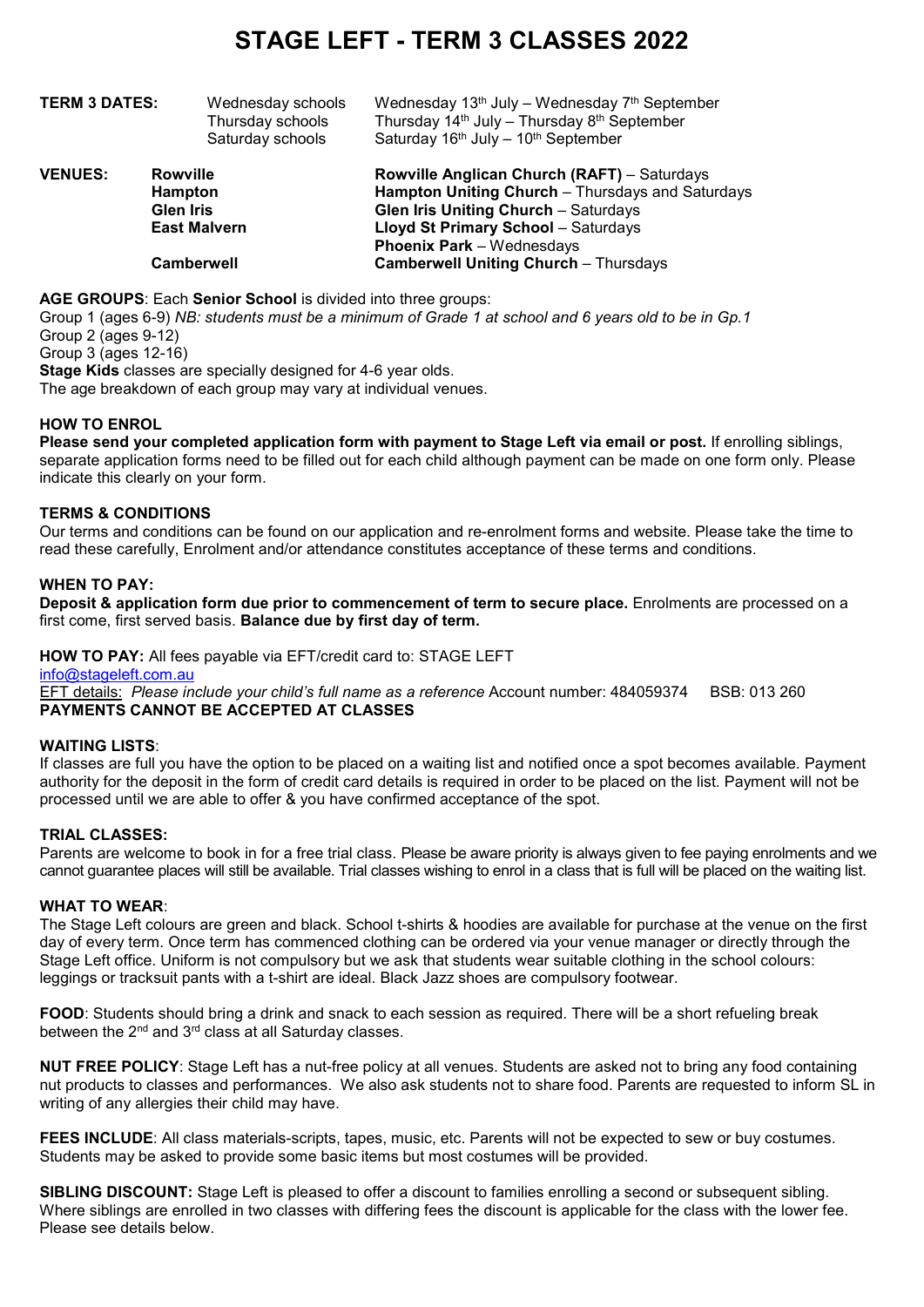# STAGE LEFT - TERM 3 CLASSES 2022

| | | | |
|---|---|---|---|
| **TERM 3 DATES:** | | Wednesday schools | Wednesday 13th July – Wednesday 7th September |
| | | Thursday schools | Thursday 14th July – Thursday 8th September |
| | | Saturday schools | Saturday 16th July – 10th September |

| | | |
|---|---|---|
| **VENUES:** | **Rowville** | **Rowville Anglican Church (RAFT)** – Saturdays |
| | **Hampton** | **Hampton Uniting Church** – Thursdays and Saturdays |
| | **Glen Iris** | **Glen Iris Uniting Church** – Saturdays |
| | **East Malvern** | **Lloyd St Primary School** – Saturdays |
| | | **Phoenix Park** – Wednesdays |
| | **Camberwell** | **Camberwell Uniting Church** – Thursdays |

**AGE GROUPS**: Each **Senior School** is divided into three groups:
Group 1 (ages 6-9) *NB: students must be a minimum of Grade 1 at school and 6 years old to be in Gp.1*
Group 2 (ages 9-12)
Group 3 (ages 12-16)
**Stage Kids** classes are specially designed for 4-6 year olds.
The age breakdown of each group may vary at individual venues.

**HOW TO ENROL**
**Please send your completed application form with payment to Stage Left via email or post.** If enrolling siblings, separate application forms need to be filled out for each child although payment can be made on one form only. Please indicate this clearly on your form.

**TERMS & CONDITIONS**
Our terms and conditions can be found on our application and re-enrolment forms and website. Please take the time to read these carefully, Enrolment and/or attendance constitutes acceptance of these terms and conditions.

**WHEN TO PAY:**
**Deposit & application form due prior to commencement of term to secure place.** Enrolments are processed on a first come, first served basis. **Balance due by first day of term.**

**HOW TO PAY:** All fees payable via EFT/credit card to: STAGE LEFT
info@stageleft.com.au
EFT details: *Please include your child's full name as a reference* Account number: 484059374 BSB: 013 260
**PAYMENTS CANNOT BE ACCEPTED AT CLASSES**

**WAITING LISTS**:
If classes are full you have the option to be placed on a waiting list and notified once a spot becomes available. Payment authority for the deposit in the form of credit card details is required in order to be placed on the list. Payment will not be processed until we are able to offer & you have confirmed acceptance of the spot.

**TRIAL CLASSES:**
Parents are welcome to book in for a free trial class. Please be aware priority is always given to fee paying enrolments and we cannot guarantee places will still be available. Trial classes wishing to enrol in a class that is full will be placed on the waiting list.

**WHAT TO WEAR**:
The Stage Left colours are green and black. School t-shirts & hoodies are available for purchase at the venue on the first day of every term. Once term has commenced clothing can be ordered via your venue manager or directly through the Stage Left office. Uniform is not compulsory but we ask that students wear suitable clothing in the school colours: leggings or tracksuit pants with a t-shirt are ideal. Black Jazz shoes are compulsory footwear.

**FOOD**: Students should bring a drink and snack to each session as required. There will be a short refueling break between the 2nd and 3rd class at all Saturday classes.

**NUT FREE POLICY**: Stage Left has a nut-free policy at all venues. Students are asked not to bring any food containing nut products to classes and performances. We also ask students not to share food. Parents are requested to inform SL in writing of any allergies their child may have.

**FEES INCLUDE**: All class materials-scripts, tapes, music, etc. Parents will not be expected to sew or buy costumes. Students may be asked to provide some basic items but most costumes will be provided.

**SIBLING DISCOUNT:** Stage Left is pleased to offer a discount to families enrolling a second or subsequent sibling. Where siblings are enrolled in two classes with differing fees the discount is applicable for the class with the lower fee. Please see details below.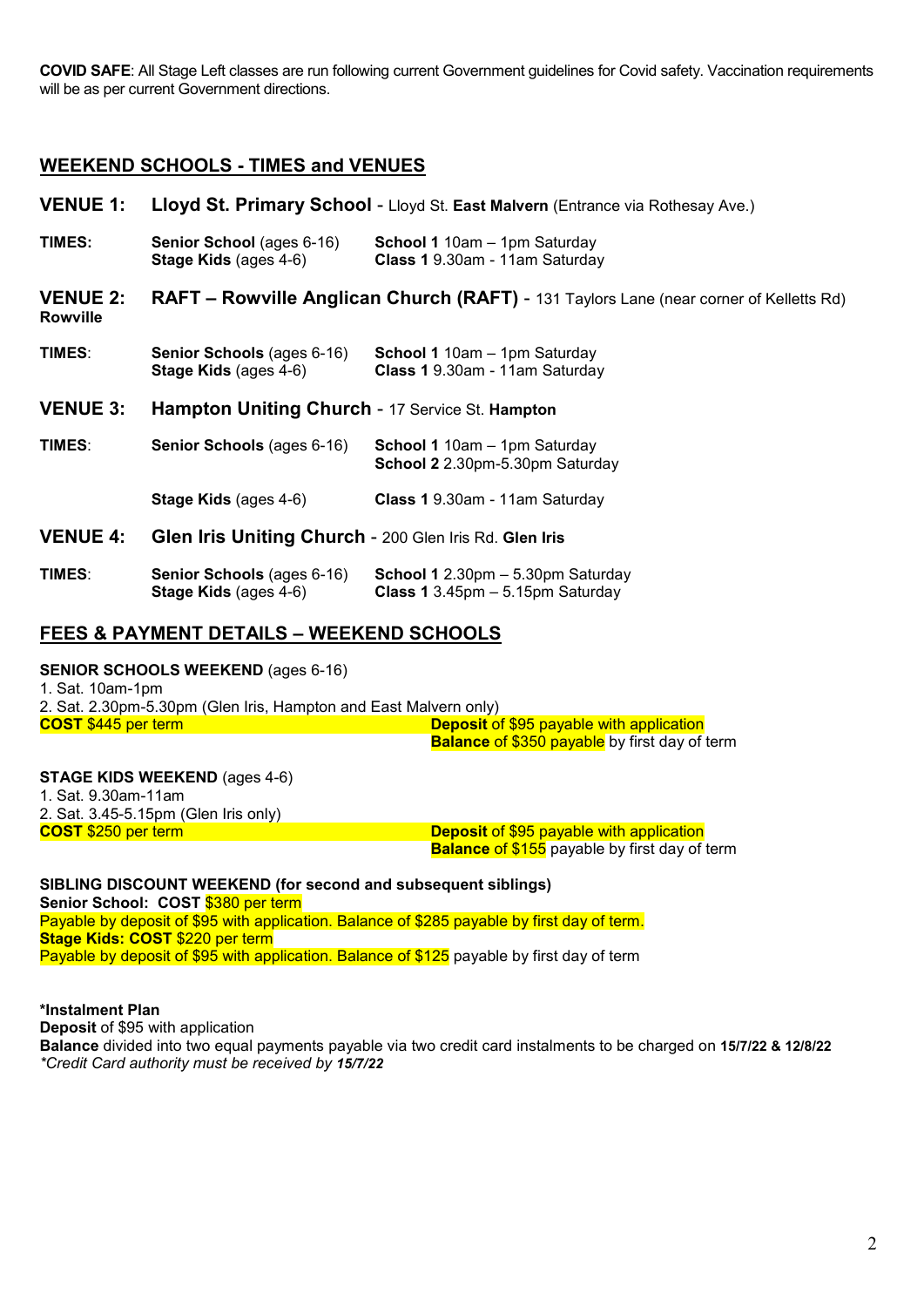**COVID SAFE**: All Stage Left classes are run following current Government guidelines for Covid safety. Vaccination requirements will be as per current Government directions.

## WEEKEND SCHOOLS - TIMES and VENUES

### VENUE 1: Lloyd St. Primary School - Lloyd St. **East Malvern** (Entrance via Rothesay Ave.)

**TIMES:**

| | |
|---|---|
| **Senior School** (ages 6-16) | **School 1** 10am – 1pm Saturday |
| **Stage Kids** (ages 4-6) | **Class 1** 9.30am - 11am Saturday |

### VENUE 2: Rowville — RAFT – Rowville Anglican Church (RAFT) - 131 Taylors Lane (near corner of Kelletts Rd)

**TIMES:**

| | |
|---|---|
| **Senior Schools** (ages 6-16) | **School 1** 10am – 1pm Saturday |
| **Stage Kids** (ages 4-6) | **Class 1** 9.30am - 11am Saturday |

### VENUE 3: Hampton Uniting Church - 17 Service St. **Hampton**

**TIMES:**

| | |
|---|---|
| **Senior Schools** (ages 6-16) | **School 1** 10am – 1pm Saturday<br>**School 2** 2.30pm-5.30pm Saturday |
| **Stage Kids** (ages 4-6) | **Class 1** 9.30am - 11am Saturday |

### VENUE 4: Glen Iris Uniting Church - 200 Glen Iris Rd. **Glen Iris**

**TIMES:**

| | |
|---|---|
| **Senior Schools** (ages 6-16) | **School 1** 2.30pm – 5.30pm Saturday |
| **Stage Kids** (ages 4-6) | **Class 1** 3.45pm – 5.15pm Saturday |

## FEES & PAYMENT DETAILS – WEEKEND SCHOOLS

**SENIOR SCHOOLS WEEKEND** (ages 6-16)

1. Sat. 10am-1pm
2. Sat. 2.30pm-5.30pm (Glen Iris, Hampton and East Malvern only)

**COST** $445 per term

**Deposit** of $95 payable with application
**Balance** of $350 payable by first day of term

**STAGE KIDS WEEKEND** (ages 4-6)

1. Sat. 9.30am-11am
2. Sat. 3.45-5.15pm (Glen Iris only)

**COST** $250 per term

**Deposit** of $95 payable with application
**Balance** of $155 payable by first day of term

**SIBLING DISCOUNT WEEKEND (for second and subsequent siblings)**
**Senior School: COST** $380 per term
Payable by deposit of $95 with application. Balance of $285 payable by first day of term.
**Stage Kids: COST** $220 per term
Payable by deposit of $95 with application. Balance of $125 payable by first day of term

**\*Instalment Plan**
**Deposit** of $95 with application
**Balance** divided into two equal payments payable via two credit card instalments to be charged on **15/7/22 & 12/8/22**
*\*Credit Card authority must be received by **15/7/22***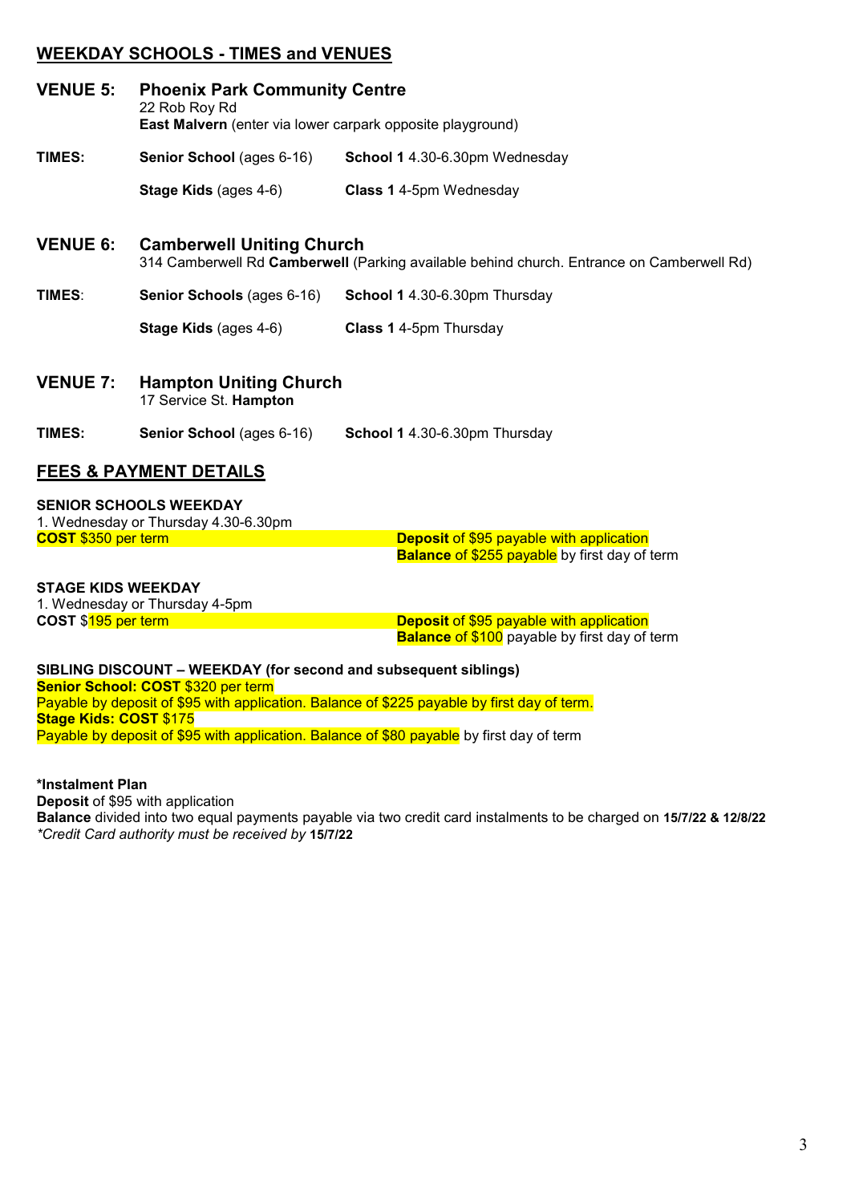## WEEKDAY SCHOOLS - TIMES and VENUES

**VENUE 5:** **Phoenix Park Community Centre**
22 Rob Roy Rd
**East Malvern** (enter via lower carpark opposite playground)

**TIMES:**

**Senior School** (ages 6-16) — **School 1** 4.30-6.30pm Wednesday

**Stage Kids** (ages 4-6) — **Class 1** 4-5pm Wednesday

**VENUE 6:** **Camberwell Uniting Church**
314 Camberwell Rd **Camberwell** (Parking available behind church. Entrance on Camberwell Rd)

**TIMES**:

**Senior Schools** (ages 6-16) — **School 1** 4.30-6.30pm Thursday

**Stage Kids** (ages 4-6) — **Class 1** 4-5pm Thursday

**VENUE 7:** **Hampton Uniting Church**
17 Service St. **Hampton**

**TIMES:**

**Senior School** (ages 6-16) — **School 1** 4.30-6.30pm Thursday

## FEES & PAYMENT DETAILS

**SENIOR SCHOOLS WEEKDAY**
1. Wednesday or Thursday 4.30-6.30pm
**COST** $350 per term

**Deposit** of $95 payable with application
**Balance** of $255 payable by first day of term

**STAGE KIDS WEEKDAY**
1. Wednesday or Thursday 4-5pm
**COST** $195 per term

**Deposit** of $95 payable with application
**Balance** of $100 payable by first day of term

**SIBLING DISCOUNT – WEEKDAY (for second and subsequent siblings)**
**Senior School: COST** $320 per term
Payable by deposit of $95 with application. Balance of $225 payable by first day of term.
**Stage Kids: COST** $175
Payable by deposit of $95 with application. Balance of $80 payable by first day of term

***Instalment Plan**
**Deposit** of $95 with application
**Balance** divided into two equal payments payable via two credit card instalments to be charged on **15/7/22 & 12/8/22**
*\*Credit Card authority must be received by* **15/7/22**